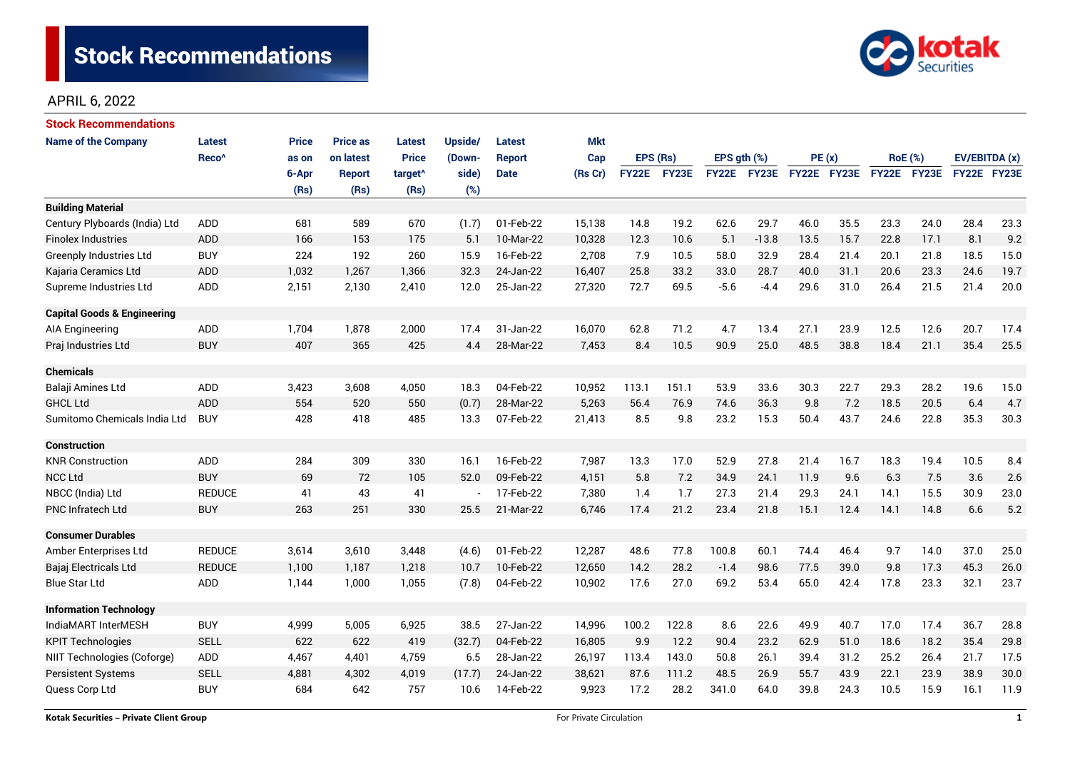# Stock Recommendations

APRIL 6, 2022

## Stock Recommendations

| Name of the Company | Latest Reco^ | Price as on 6-Apr (Rs) | Price as on latest Report (Rs) | Latest Price target^ (Rs) | Upside/ (Down-side) (%) | Latest Report Date | Mkt Cap (Rs Cr) | EPS (Rs) | | EPS gth (%) | | PE (x) | | RoE (%) | | EV/EBITDA (x) | |
|---|---|---|---|---|---|---|---|---|---|---|---|---|---|---|---|---|---|
| | | | | | | | | FY22E | FY23E | FY22E | FY23E | FY22E | FY23E | FY22E | FY23E | FY22E | FY23E |
| **Building Material** | | | | | | | | | | | | | | | | | |
| Century Plyboards (India) Ltd | ADD | 681 | 589 | 670 | (1.7) | 01-Feb-22 | 15,138 | 14.8 | 19.2 | 62.6 | 29.7 | 46.0 | 35.5 | 23.3 | 24.0 | 28.4 | 23.3 |
| Finolex Industries | ADD | 166 | 153 | 175 | 5.1 | 10-Mar-22 | 10,328 | 12.3 | 10.6 | 5.1 | -13.8 | 13.5 | 15.7 | 22.8 | 17.1 | 8.1 | 9.2 |
| Greenply Industries Ltd | BUY | 224 | 192 | 260 | 15.9 | 16-Feb-22 | 2,708 | 7.9 | 10.5 | 58.0 | 32.9 | 28.4 | 21.4 | 20.1 | 21.8 | 18.5 | 15.0 |
| Kajaria Ceramics Ltd | ADD | 1,032 | 1,267 | 1,366 | 32.3 | 24-Jan-22 | 16,407 | 25.8 | 33.2 | 33.0 | 28.7 | 40.0 | 31.1 | 20.6 | 23.3 | 24.6 | 19.7 |
| Supreme Industries Ltd | ADD | 2,151 | 2,130 | 2,410 | 12.0 | 25-Jan-22 | 27,320 | 72.7 | 69.5 | -5.6 | -4.4 | 29.6 | 31.0 | 26.4 | 21.5 | 21.4 | 20.0 |
| **Capital Goods & Engineering** | | | | | | | | | | | | | | | | | |
| AIA Engineering | ADD | 1,704 | 1,878 | 2,000 | 17.4 | 31-Jan-22 | 16,070 | 62.8 | 71.2 | 4.7 | 13.4 | 27.1 | 23.9 | 12.5 | 12.6 | 20.7 | 17.4 |
| Praj Industries Ltd | BUY | 407 | 365 | 425 | 4.4 | 28-Mar-22 | 7,453 | 8.4 | 10.5 | 90.9 | 25.0 | 48.5 | 38.8 | 18.4 | 21.1 | 35.4 | 25.5 |
| **Chemicals** | | | | | | | | | | | | | | | | | |
| Balaji Amines Ltd | ADD | 3,423 | 3,608 | 4,050 | 18.3 | 04-Feb-22 | 10,952 | 113.1 | 151.1 | 53.9 | 33.6 | 30.3 | 22.7 | 29.3 | 28.2 | 19.6 | 15.0 |
| GHCL Ltd | ADD | 554 | 520 | 550 | (0.7) | 28-Mar-22 | 5,263 | 56.4 | 76.9 | 74.6 | 36.3 | 9.8 | 7.2 | 18.5 | 20.5 | 6.4 | 4.7 |
| Sumitomo Chemicals India Ltd | BUY | 428 | 418 | 485 | 13.3 | 07-Feb-22 | 21,413 | 8.5 | 9.8 | 23.2 | 15.3 | 50.4 | 43.7 | 24.6 | 22.8 | 35.3 | 30.3 |
| **Construction** | | | | | | | | | | | | | | | | | |
| KNR Construction | ADD | 284 | 309 | 330 | 16.1 | 16-Feb-22 | 7,987 | 13.3 | 17.0 | 52.9 | 27.8 | 21.4 | 16.7 | 18.3 | 19.4 | 10.5 | 8.4 |
| NCC Ltd | BUY | 69 | 72 | 105 | 52.0 | 09-Feb-22 | 4,151 | 5.8 | 7.2 | 34.9 | 24.1 | 11.9 | 9.6 | 6.3 | 7.5 | 3.6 | 2.6 |
| NBCC (India) Ltd | REDUCE | 41 | 43 | 41 | - | 17-Feb-22 | 7,380 | 1.4 | 1.7 | 27.3 | 21.4 | 29.3 | 24.1 | 14.1 | 15.5 | 30.9 | 23.0 |
| PNC Infratech Ltd | BUY | 263 | 251 | 330 | 25.5 | 21-Mar-22 | 6,746 | 17.4 | 21.2 | 23.4 | 21.8 | 15.1 | 12.4 | 14.1 | 14.8 | 6.6 | 5.2 |
| **Consumer Durables** | | | | | | | | | | | | | | | | | |
| Amber Enterprises Ltd | REDUCE | 3,614 | 3,610 | 3,448 | (4.6) | 01-Feb-22 | 12,287 | 48.6 | 77.8 | 100.8 | 60.1 | 74.4 | 46.4 | 9.7 | 14.0 | 37.0 | 25.0 |
| Bajaj Electricals Ltd | REDUCE | 1,100 | 1,187 | 1,218 | 10.7 | 10-Feb-22 | 12,650 | 14.2 | 28.2 | -1.4 | 98.6 | 77.5 | 39.0 | 9.8 | 17.3 | 45.3 | 26.0 |
| Blue Star Ltd | ADD | 1,144 | 1,000 | 1,055 | (7.8) | 04-Feb-22 | 10,902 | 17.6 | 27.0 | 69.2 | 53.4 | 65.0 | 42.4 | 17.8 | 23.3 | 32.1 | 23.7 |
| **Information Technology** | | | | | | | | | | | | | | | | | |
| IndiaMART InterMESH | BUY | 4,999 | 5,005 | 6,925 | 38.5 | 27-Jan-22 | 14,996 | 100.2 | 122.8 | 8.6 | 22.6 | 49.9 | 40.7 | 17.0 | 17.4 | 36.7 | 28.8 |
| KPIT Technologies | SELL | 622 | 622 | 419 | (32.7) | 04-Feb-22 | 16,805 | 9.9 | 12.2 | 90.4 | 23.2 | 62.9 | 51.0 | 18.6 | 18.2 | 35.4 | 29.8 |
| NIIT Technologies (Coforge) | ADD | 4,467 | 4,401 | 4,759 | 6.5 | 28-Jan-22 | 26,197 | 113.4 | 143.0 | 50.8 | 26.1 | 39.4 | 31.2 | 25.2 | 26.4 | 21.7 | 17.5 |
| Persistent Systems | SELL | 4,881 | 4,302 | 4,019 | (17.7) | 24-Jan-22 | 38,621 | 87.6 | 111.2 | 48.5 | 26.9 | 55.7 | 43.9 | 22.1 | 23.9 | 38.9 | 30.0 |
| Quess Corp Ltd | BUY | 684 | 642 | 757 | 10.6 | 14-Feb-22 | 9,923 | 17.2 | 28.2 | 341.0 | 64.0 | 39.8 | 24.3 | 10.5 | 15.9 | 16.1 | 11.9 |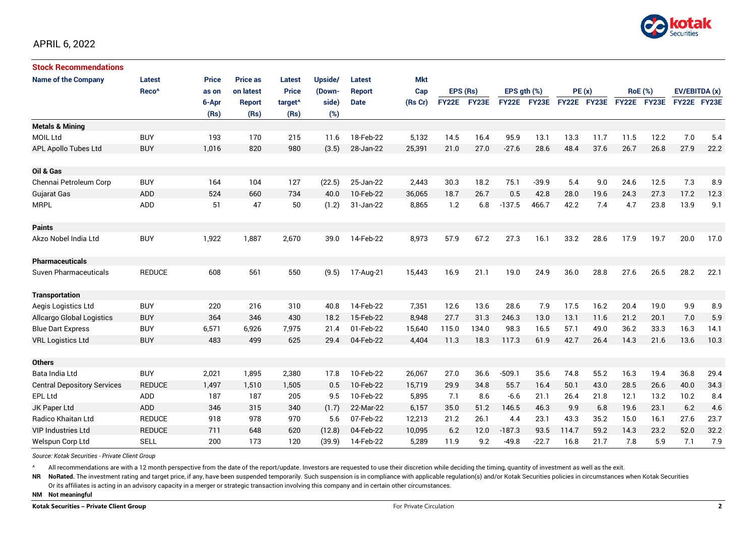APRIL 6, 2022

## Stock Recommendations

| Name of the Company | Latest Reco^ | Price as on 6-Apr (Rs) | Price as on latest Report (Rs) | Latest Price target^ (Rs) | Upside/ (Down-side) (%) | Latest Report Date | Mkt Cap (Rs Cr) | EPS (Rs) | | EPS gth (%) | | PE (x) | | RoE (%) | | EV/EBITDA (x) | |
|---|---|---|---|---|---|---|---|---|---|---|---|---|---|---|---|---|---|
| | | | | | | | | FY22E | FY23E | FY22E | FY23E | FY22E | FY23E | FY22E | FY23E | FY22E | FY23E |
| **Metals & Mining** | | | | | | | | | | | | | | | | | |
| MOIL Ltd | BUY | 193 | 170 | 215 | 11.6 | 18-Feb-22 | 5,132 | 14.5 | 16.4 | 95.9 | 13.1 | 13.3 | 11.7 | 11.5 | 12.2 | 7.0 | 5.4 |
| APL Apollo Tubes Ltd | BUY | 1,016 | 820 | 980 | (3.5) | 28-Jan-22 | 25,391 | 21.0 | 27.0 | -27.6 | 28.6 | 48.4 | 37.6 | 26.7 | 26.8 | 27.9 | 22.2 |
| **Oil & Gas** | | | | | | | | | | | | | | | | | |
| Chennai Petroleum Corp | BUY | 164 | 104 | 127 | (22.5) | 25-Jan-22 | 2,443 | 30.3 | 18.2 | 75.1 | -39.9 | 5.4 | 9.0 | 24.6 | 12.5 | 7.3 | 8.9 |
| Gujarat Gas | ADD | 524 | 660 | 734 | 40.0 | 10-Feb-22 | 36,065 | 18.7 | 26.7 | 0.5 | 42.8 | 28.0 | 19.6 | 24.3 | 27.3 | 17.2 | 12.3 |
| MRPL | ADD | 51 | 47 | 50 | (1.2) | 31-Jan-22 | 8,865 | 1.2 | 6.8 | -137.5 | 466.7 | 42.2 | 7.4 | 4.7 | 23.8 | 13.9 | 9.1 |
| **Paints** | | | | | | | | | | | | | | | | | |
| Akzo Nobel India Ltd | BUY | 1,922 | 1,887 | 2,670 | 39.0 | 14-Feb-22 | 8,973 | 57.9 | 67.2 | 27.3 | 16.1 | 33.2 | 28.6 | 17.9 | 19.7 | 20.0 | 17.0 |
| **Pharmaceuticals** | | | | | | | | | | | | | | | | | |
| Suven Pharmaceuticals | REDUCE | 608 | 561 | 550 | (9.5) | 17-Aug-21 | 15,443 | 16.9 | 21.1 | 19.0 | 24.9 | 36.0 | 28.8 | 27.6 | 26.5 | 28.2 | 22.1 |
| **Transportation** | | | | | | | | | | | | | | | | | |
| Aegis Logistics Ltd | BUY | 220 | 216 | 310 | 40.8 | 14-Feb-22 | 7,351 | 12.6 | 13.6 | 28.6 | 7.9 | 17.5 | 16.2 | 20.4 | 19.0 | 9.9 | 8.9 |
| Allcargo Global Logistics | BUY | 364 | 346 | 430 | 18.2 | 15-Feb-22 | 8,948 | 27.7 | 31.3 | 246.3 | 13.0 | 13.1 | 11.6 | 21.2 | 20.1 | 7.0 | 5.9 |
| Blue Dart Express | BUY | 6,571 | 6,926 | 7,975 | 21.4 | 01-Feb-22 | 15,640 | 115.0 | 134.0 | 98.3 | 16.5 | 57.1 | 49.0 | 36.2 | 33.3 | 16.3 | 14.1 |
| VRL Logistics Ltd | BUY | 483 | 499 | 625 | 29.4 | 04-Feb-22 | 4,404 | 11.3 | 18.3 | 117.3 | 61.9 | 42.7 | 26.4 | 14.3 | 21.6 | 13.6 | 10.3 |
| **Others** | | | | | | | | | | | | | | | | | |
| Bata India Ltd | BUY | 2,021 | 1,895 | 2,380 | 17.8 | 10-Feb-22 | 26,067 | 27.0 | 36.6 | -509.1 | 35.6 | 74.8 | 55.2 | 16.3 | 19.4 | 36.8 | 29.4 |
| Central Depository Services | REDUCE | 1,497 | 1,510 | 1,505 | 0.5 | 10-Feb-22 | 15,719 | 29.9 | 34.8 | 55.7 | 16.4 | 50.1 | 43.0 | 28.5 | 26.6 | 40.0 | 34.3 |
| EPL Ltd | ADD | 187 | 187 | 205 | 9.5 | 10-Feb-22 | 5,895 | 7.1 | 8.6 | -6.6 | 21.1 | 26.4 | 21.8 | 12.1 | 13.2 | 10.2 | 8.4 |
| JK Paper Ltd | ADD | 346 | 315 | 340 | (1.7) | 22-Mar-22 | 6,157 | 35.0 | 51.2 | 146.5 | 46.3 | 9.9 | 6.8 | 19.6 | 23.1 | 6.2 | 4.6 |
| Radico Khaitan Ltd | REDUCE | 918 | 978 | 970 | 5.6 | 07-Feb-22 | 12,213 | 21.2 | 26.1 | 4.4 | 23.1 | 43.3 | 35.2 | 15.0 | 16.1 | 27.6 | 23.7 |
| VIP Industries Ltd | REDUCE | 711 | 648 | 620 | (12.8) | 04-Feb-22 | 10,095 | 6.2 | 12.0 | -187.3 | 93.5 | 114.7 | 59.2 | 14.3 | 23.2 | 52.0 | 32.2 |
| Welspun Corp Ltd | SELL | 200 | 173 | 120 | (39.9) | 14-Feb-22 | 5,289 | 11.9 | 9.2 | -49.8 | -22.7 | 16.8 | 21.7 | 7.8 | 5.9 | 7.1 | 7.9 |

*Source: Kotak Securities - Private Client Group*

^ All recommendations are with a 12 month perspective from the date of the report/update. Investors are requested to use their discretion while deciding the timing, quantity of investment as well as the exit.

**NR** **NoRated.** The investment rating and target price, if any, have been suspended temporarily. Such suspension is in compliance with applicable regulation(s) and/or Kotak Securities policies in circumstances when Kotak Securities Or its affiliates is acting in an advisory capacity in a merger or strategic transaction involving this company and in certain other circumstances.

**NM** **Not meaningful**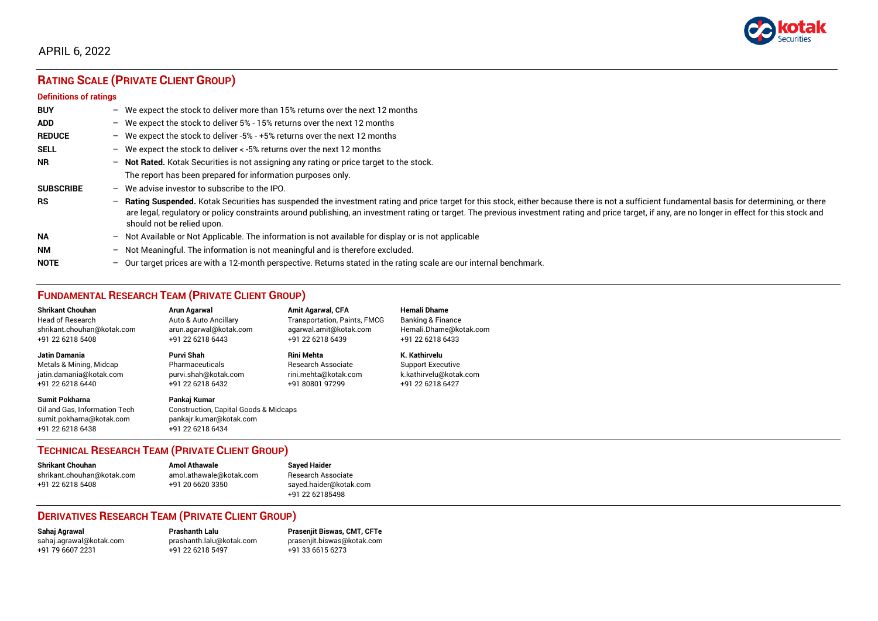APRIL 6, 2022

## RATING SCALE (PRIVATE CLIENT GROUP)

**Definitions of ratings**

| | | |
|---|---|---|
| **BUY** | – | We expect the stock to deliver more than 15% returns over the next 12 months |
| **ADD** | – | We expect the stock to deliver 5% - 15% returns over the next 12 months |
| **REDUCE** | – | We expect the stock to deliver -5% - +5% returns over the next 12 months |
| **SELL** | – | We expect the stock to deliver < -5% returns over the next 12 months |
| **NR** | – | **Not Rated.** Kotak Securities is not assigning any rating or price target to the stock. The report has been prepared for information purposes only. |
| **SUBSCRIBE** | – | We advise investor to subscribe to the IPO. |
| **RS** | – | **Rating Suspended.** Kotak Securities has suspended the investment rating and price target for this stock, either because there is not a sufficient fundamental basis for determining, or there are legal, regulatory or policy constraints around publishing, an investment rating or target. The previous investment rating and price target, if any, are no longer in effect for this stock and should not be relied upon. |
| **NA** | – | Not Available or Not Applicable. The information is not available for display or is not applicable |
| **NM** | – | Not Meaningful. The information is not meaningful and is therefore excluded. |
| **NOTE** | – | Our target prices are with a 12-month perspective. Returns stated in the rating scale are our internal benchmark. |

## FUNDAMENTAL RESEARCH TEAM (PRIVATE CLIENT GROUP)

**Shrikant Chouhan**
Head of Research
shrikant.chouhan@kotak.com
+91 22 6218 5408

**Arun Agarwal**
Auto & Auto Ancillary
arun.agarwal@kotak.com
+91 22 6218 6443

**Amit Agarwal, CFA**
Transportation, Paints, FMCG
agarwal.amit@kotak.com
+91 22 6218 6439

**Hemali Dhame**
Banking & Finance
Hemali.Dhame@kotak.com
+91 22 6218 6433

**Jatin Damania**
Metals & Mining, Midcap
jatin.damania@kotak.com
+91 22 6218 6440

**Purvi Shah**
Pharmaceuticals
purvi.shah@kotak.com
+91 22 6218 6432

**Rini Mehta**
Research Associate
rini.mehta@kotak.com
+91 80801 97299

**K. Kathirvelu**
Support Executive
k.kathirvelu@kotak.com
+91 22 6218 6427

**Sumit Pokharna**
Oil and Gas, Information Tech
sumit.pokharna@kotak.com
+91 22 6218 6438

**Pankaj Kumar**
Construction, Capital Goods & Midcaps
pankajr.kumar@kotak.com
+91 22 6218 6434

## TECHNICAL RESEARCH TEAM (PRIVATE CLIENT GROUP)

**Shrikant Chouhan**
shrikant.chouhan@kotak.com
+91 22 6218 5408

**Amol Athawale**
amol.athawale@kotak.com
+91 20 6620 3350

**Sayed Haider**
Research Associate
sayed.haider@kotak.com
+91 22 62185498

## DERIVATIVES RESEARCH TEAM (PRIVATE CLIENT GROUP)

**Sahaj Agrawal**
sahaj.agrawal@kotak.com
+91 79 6607 2231

**Prashanth Lalu**
prashanth.lalu@kotak.com
+91 22 6218 5497

**Prasenjit Biswas, CMT, CFTe**
prasenjit.biswas@kotak.com
+91 33 6615 6273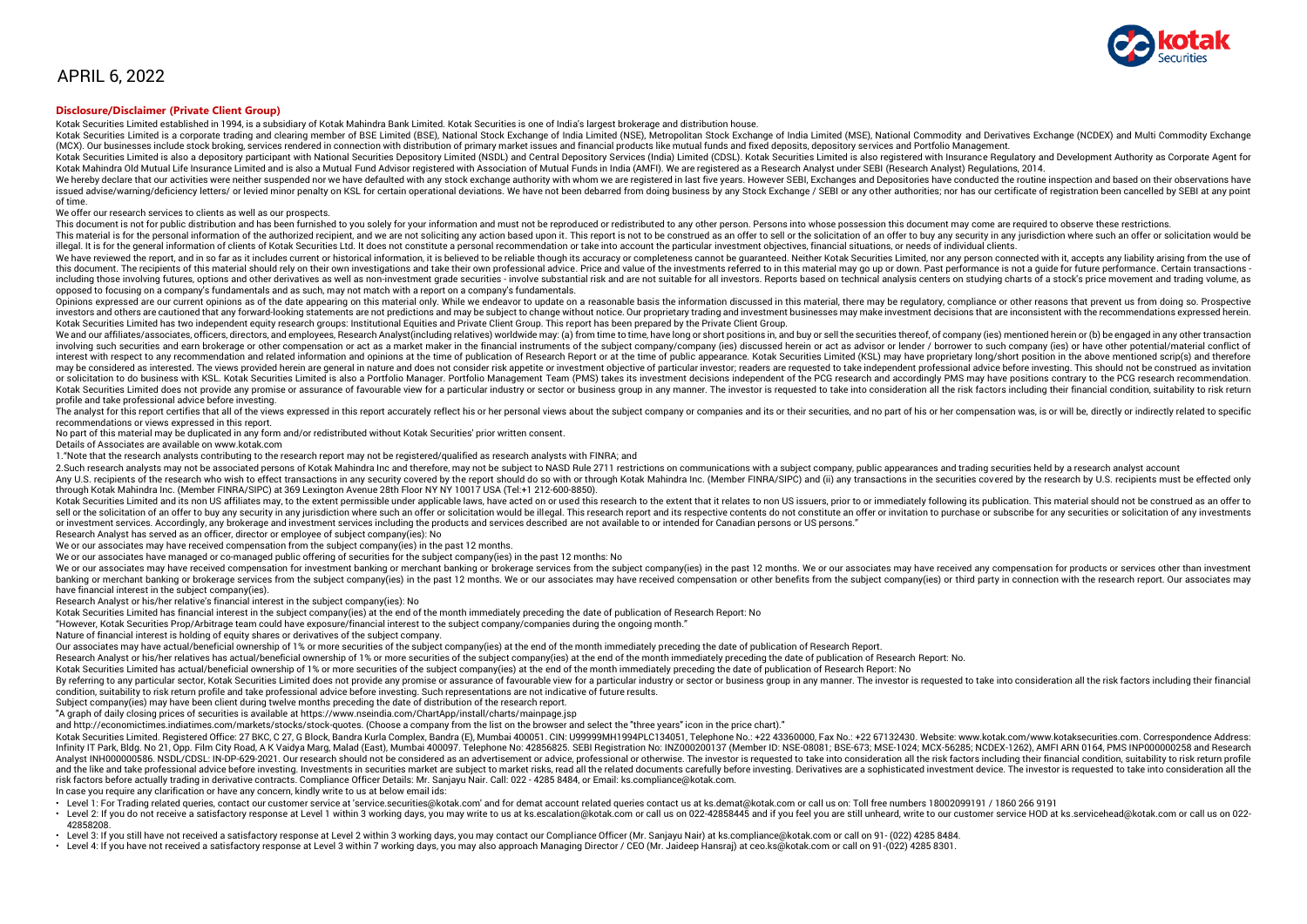APRIL 6, 2022

**Disclosure/Disclaimer (Private Client Group)**

Kotak Securities Limited established in 1994, is a subsidiary of Kotak Mahindra Bank Limited. Kotak Securities is one of India's largest brokerage and distribution house.

Kotak Securities Limited is a corporate trading and clearing member of BSE Limited (BSE), National Stock Exchange of India Limited (NSE), Metropolitan Stock Exchange of India Limited (MSE), National Commodity and Derivatives Exchange (NCDEX) and Multi Commodity Exchange (MCX). Our businesses include stock broking, services rendered in connection with distribution of primary market issues and financial products like mutual funds and fixed deposits, depository services and Portfolio Management.

Kotak Securities Limited is also a depository participant with National Securities Depository Limited (NSDL) and Central Depository Services (India) Limited (CDSL). Kotak Securities Limited is also registered with Insurance Regulatory and Development Authority as Corporate Agent for Kotak Mahindra Old Mutual Life Insurance Limited and is also a Mutual Fund Advisor registered with Association of Mutual Funds in India (AMFI). We are registered as a Research Analyst under SEBI (Research Analyst) Regulations, 2014.

We hereby declare that our activities were neither suspended nor we have defaulted with any stock exchange authority with whom we are registered in last five years. However SEBI, Exchanges and Depositories have conducted the routine inspection and based on their observations have issued advise/warning/deficiency letters/ or levied minor penalty on KSL for certain operational deviations. We have not been debarred from doing business by any Stock Exchange / SEBI or any other authorities; nor has our certificate of registration been cancelled by SEBI at any point of time.

We offer our research services to clients as well as our prospects.

This document is not for public distribution and has been furnished to you solely for your information and must not be reproduced or redistributed to any other person. Persons into whose possession this document may come are required to observe these restrictions.

This material is for the personal information of the authorized recipient, and we are not soliciting any action based upon it. This report is not to be construed as an offer to sell or the solicitation of an offer to buy any security in any jurisdiction where such an offer or solicitation would be illegal. It is for the general information of clients of Kotak Securities Ltd. It does not constitute a personal recommendation or take into account the particular investment objectives, financial situations, or needs of individual clients.

We have reviewed the report, and in so far as it includes current or historical information, it is believed to be reliable though its accuracy or completeness cannot be guaranteed. Neither Kotak Securities Limited, nor any person connected with it, accepts any liability arising from the use of this document. The recipients of this material should rely on their own investigations and take their own professional advice. Price and value of the investments referred to in this material may go up or down. Past performance is not a guide for future performance. Certain transactions - including those involving futures, options and other derivatives as well as non-investment grade securities - involve substantial risk and are not suitable for all investors. Reports based on technical analysis centers on studying charts of a stock's price movement and trading volume, as opposed to focusing on a company's fundamentals and as such, may not match with a report on a company's fundamentals.

Opinions expressed are our current opinions as of the date appearing on this material only. While we endeavor to update on a reasonable basis the information discussed in this material, there may be regulatory, compliance or other reasons that prevent us from doing so. Prospective investors and others are cautioned that any forward-looking statements are not predictions and may be subject to change without notice. Our proprietary trading and investment businesses may make investment decisions that are inconsistent with the recommendations expressed herein. Kotak Securities Limited has two independent equity research groups: Institutional Equities and Private Client Group. This report has been prepared by the Private Client Group.

We and our affiliates/associates, officers, directors, and employees, Research Analyst(including relatives) worldwide may: (a) from time to time, have long or short positions in, and buy or sell the securities thereof, of company (ies) mentioned herein or (b) be engaged in any other transaction involving such securities and earn brokerage or other compensation or act as a market maker in the financial instruments of the subject company/company (ies) discussed herein or act as advisor or lender / borrower to such company (ies) or have other potential/material conflict of interest with respect to any recommendation and related information and opinions at the time of publication of Research Report or at the time of public appearance. Kotak Securities Limited (KSL) may have proprietary long/short position in the above mentioned scrip(s) and therefore may be considered as interested. The views provided herein are general in nature and does not consider risk appetite or investment objective of particular investor; readers are requested to take independent professional advice before investing. This should not be construed as invitation or solicitation to do business with KSL. Kotak Securities Limited is also a Portfolio Manager. Portfolio Management Team (PMS) takes its investment decisions independent of the PCG research and accordingly PMS may have positions contrary to the PCG research recommendation. Kotak Securities Limited does not provide any promise or assurance of favourable view for a particular industry or sector or business group in any manner. The investor is requested to take into consideration all the risk factors including their financial condition, suitability to risk return profile and take professional advice before investing.

The analyst for this report certifies that all of the views expressed in this report accurately reflect his or her personal views about the subject company or companies and its or their securities, and no part of his or her compensation was, is or will be, directly or indirectly related to specific recommendations or views expressed in this report.

No part of this material may be duplicated in any form and/or redistributed without Kotak Securities' prior written consent.

Details of Associates are available on www.kotak.com

1."Note that the research analysts contributing to the research report may not be registered/qualified as research analysts with FINRA; and

2.Such research analysts may not be associated persons of Kotak Mahindra Inc and therefore, may not be subject to NASD Rule 2711 restrictions on communications with a subject company, public appearances and trading securities held by a research analyst account

Any U.S. recipients of the research who wish to effect transactions in any security covered by the report should do so with or through Kotak Mahindra Inc. (Member FINRA/SIPC) and (ii) any transactions in the securities covered by the research by U.S. recipients must be effected only through Kotak Mahindra Inc. (Member FINRA/SIPC) at 369 Lexington Avenue 28th Floor NY NY 10017 USA (Tel:+1 212-600-8850).

Kotak Securities Limited and its non US affiliates may, to the extent permissible under applicable laws, have acted on or used this research to the extent that it relates to non US issuers, prior to or immediately following its publication. This material should not be construed as an offer to sell or the solicitation of an offer to buy any security in any jurisdiction where such an offer or solicitation would be illegal. This research report and its respective contents do not constitute an offer or invitation to purchase or subscribe for any securities or solicitation of any investments or investment services. Accordingly, any brokerage and investment services including the products and services described are not available to or intended for Canadian persons or US persons."

Research Analyst has served as an officer, director or employee of subject company(ies): No

We or our associates may have received compensation from the subject company(ies) in the past 12 months.

We or our associates have managed or co-managed public offering of securities for the subject company(ies) in the past 12 months: No

We or our associates may have received compensation for investment banking or merchant banking or brokerage services from the subject company(ies) in the past 12 months. We or our associates may have received any compensation for products or services other than investment banking or merchant banking or brokerage services from the subject company(ies) in the past 12 months. We or our associates may have received compensation or other benefits from the subject company(ies) or third party in connection with the research report. Our associates may have financial interest in the subject company(ies).

Research Analyst or his/her relative's financial interest in the subject company(ies): No

Kotak Securities Limited has financial interest in the subject company(ies) at the end of the month immediately preceding the date of publication of Research Report: No

"However, Kotak Securities Prop/Arbitrage team could have exposure/financial interest to the subject company/companies during the ongoing month."

Nature of financial interest is holding of equity shares or derivatives of the subject company.

Our associates may have actual/beneficial ownership of 1% or more securities of the subject company(ies) at the end of the month immediately preceding the date of publication of Research Report.

Research Analyst or his/her relatives has actual/beneficial ownership of 1% or more securities of the subject company(ies) at the end of the month immediately preceding the date of publication of Research Report: No.

Kotak Securities Limited has actual/beneficial ownership of 1% or more securities of the subject company(ies) at the end of the month immediately preceding the date of publication of Research Report: No

By referring to any particular sector, Kotak Securities Limited does not provide any promise or assurance of favourable view for a particular industry or sector or business group in any manner. The investor is requested to take into consideration all the risk factors including their financial condition, suitability to risk return profile and take professional advice before investing. Such representations are not indicative of future results.

Subject company(ies) may have been client during twelve months preceding the date of distribution of the research report.

"A graph of daily closing prices of securities is available at https://www.nseindia.com/ChartApp/install/charts/mainpage.jsp

and http://economictimes.indiatimes.com/markets/stocks/stock-quotes. (Choose a company from the list on the browser and select the "three years" icon in the price chart)."

Kotak Securities Limited. Registered Office: 27 BKC, C 27, G Block, Bandra Kurla Complex, Bandra (E), Mumbai 400051. CIN: U99999MH1994PLC134051, Telephone No.: +22 43360000, Fax No.: +22 67132430. Website: www.kotak.com/www.kotaksecurities.com. Correspondence Address: Infinity IT Park, Bldg. No 21, Opp. Film City Road, A K Vaidya Marg, Malad (East), Mumbai 400097. Telephone No: 42856825. SEBI Registration No: INZ000200137 (Member ID: NSE-08081; BSE-673; MSE-1024; MCX-56285; NCDEX-1262), AMFI ARN 0164, PMS INP000000258 and Research Analyst INH000000586. NSDL/CDSL: IN-DP-629-2021. Our research should not be considered as an advertisement or advice, professional or otherwise. The investor is requested to take into consideration all the risk factors including their financial condition, suitability to risk return profile and the like and take professional advice before investing. Investments in securities market are subject to market risks, read all the related documents carefully before investing. Derivatives are a sophisticated investment device. The investor is requested to take into consideration all the risk factors before actually trading in derivative contracts. Compliance Officer Details: Mr. Sanjayu Nair. Call: 022 - 4285 8484, or Email: ks.compliance@kotak.com.

In case you require any clarification or have any concern, kindly write to us at below email ids:

- Level 1: For Trading related queries, contact our customer service at 'service.securities@kotak.com' and for demat account related queries contact us at ks.demat@kotak.com or call us on: Toll free numbers 18002099191 / 1860 266 9191
- Level 2: If you do not receive a satisfactory response at Level 1 within 3 working days, you may write to us at ks.escalation@kotak.com or call us on 022-42858445 and if you feel you are still unheard, write to our customer service HOD at ks.servicehead@kotak.com or call us on 022-42858208.
- Level 3: If you still have not received a satisfactory response at Level 2 within 3 working days, you may contact our Compliance Officer (Mr. Sanjayu Nair) at ks.compliance@kotak.com or call on 91- (022) 4285 8484.
- Level 4: If you have not received a satisfactory response at Level 3 within 7 working days, you may also approach Managing Director / CEO (Mr. Jaideep Hansraj) at ceo.ks@kotak.com or call on 91-(022) 4285 8301.